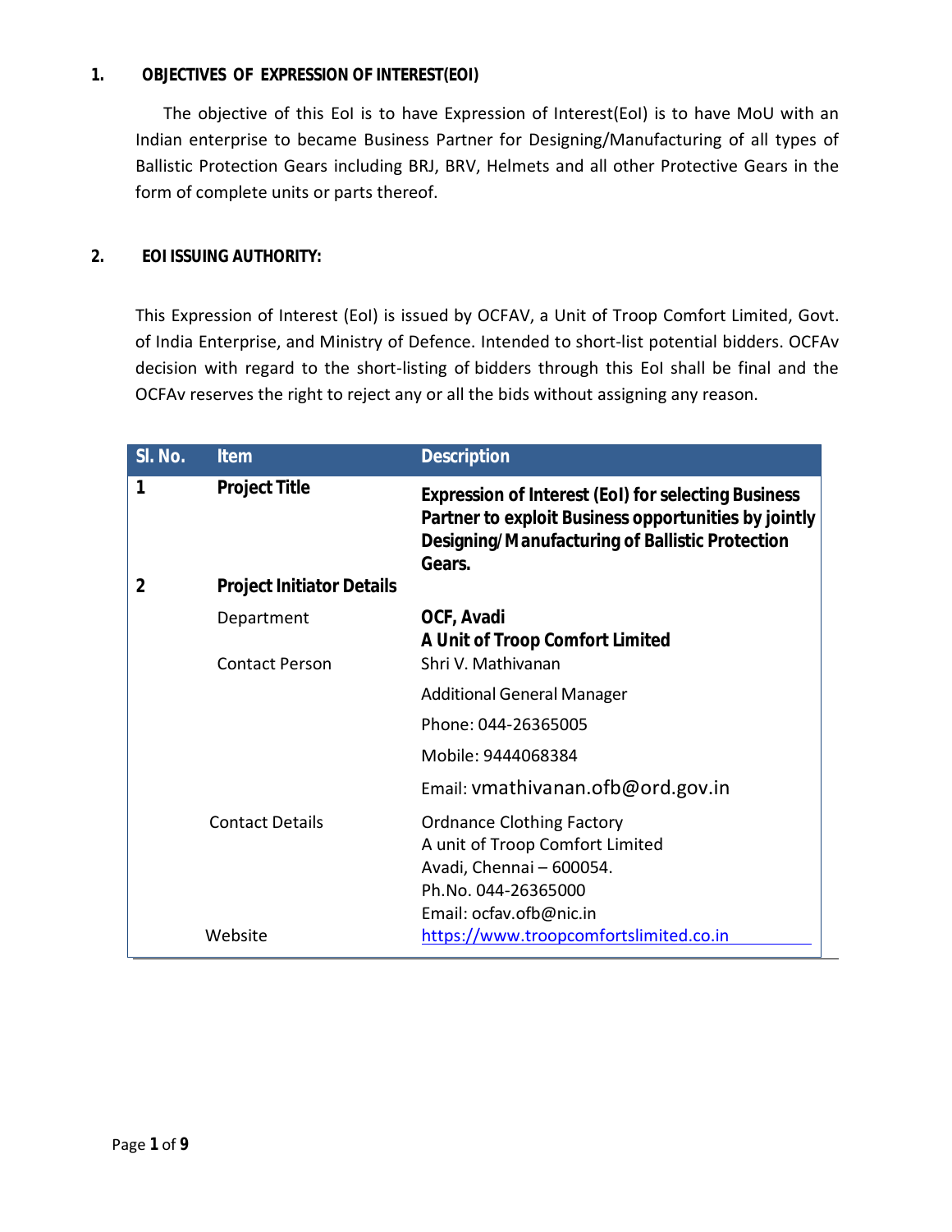## 1. OBJECTIVES OF EXPRESSION OF INTEREST(EOI)

The objective of this EoI is to have Expression of Interest(EoI) is to have MoU with an Indian enterprise to became Business Partner for Designing/Manufacturing of all types of Ballistic Protection Gears including BRJ, BRV, Helmets and all other Protective Gears in the form of complete units or parts thereof.

## 2. EOI ISSUING AUTHORITY:

This Expression of Interest (EoI) is issued by OCFAV, a Unit of Troop Comfort Limited, Govt. of India Enterprise, and Ministry of Defence. Intended to short-list potential bidders. OCFAv decision with regard to the short-listing of bidders through this EoI shall be final and the OCFAv reserves the right to reject any or all the bids without assigning any reason.

| Sl. No. | Item | Description |
|---|---|---|
| 1 | **Project Title** | **Expression of Interest (EoI) for selecting Business Partner to exploit Business opportunities by jointly Designing/Manufacturing of Ballistic Protection Gears.** |
| 2 | **Project Initiator Details** | |
| | Department | **OCF, Avadi**<br>**A Unit of Troop Comfort Limited** |
| | Contact Person | Shri V. Mathivanan<br>Additional General Manager<br>Phone: 044-26365005<br>Mobile: 9444068384<br>Email: vmathivanan.ofb@ord.gov.in |
| | Contact Details | Ordnance Clothing Factory<br>A unit of Troop Comfort Limited<br>Avadi, Chennai – 600054.<br>Ph.No. 044-26365000<br>Email: ocfav.ofb@nic.in |
| | Website | https://www.troopcomfortslimited.co.in |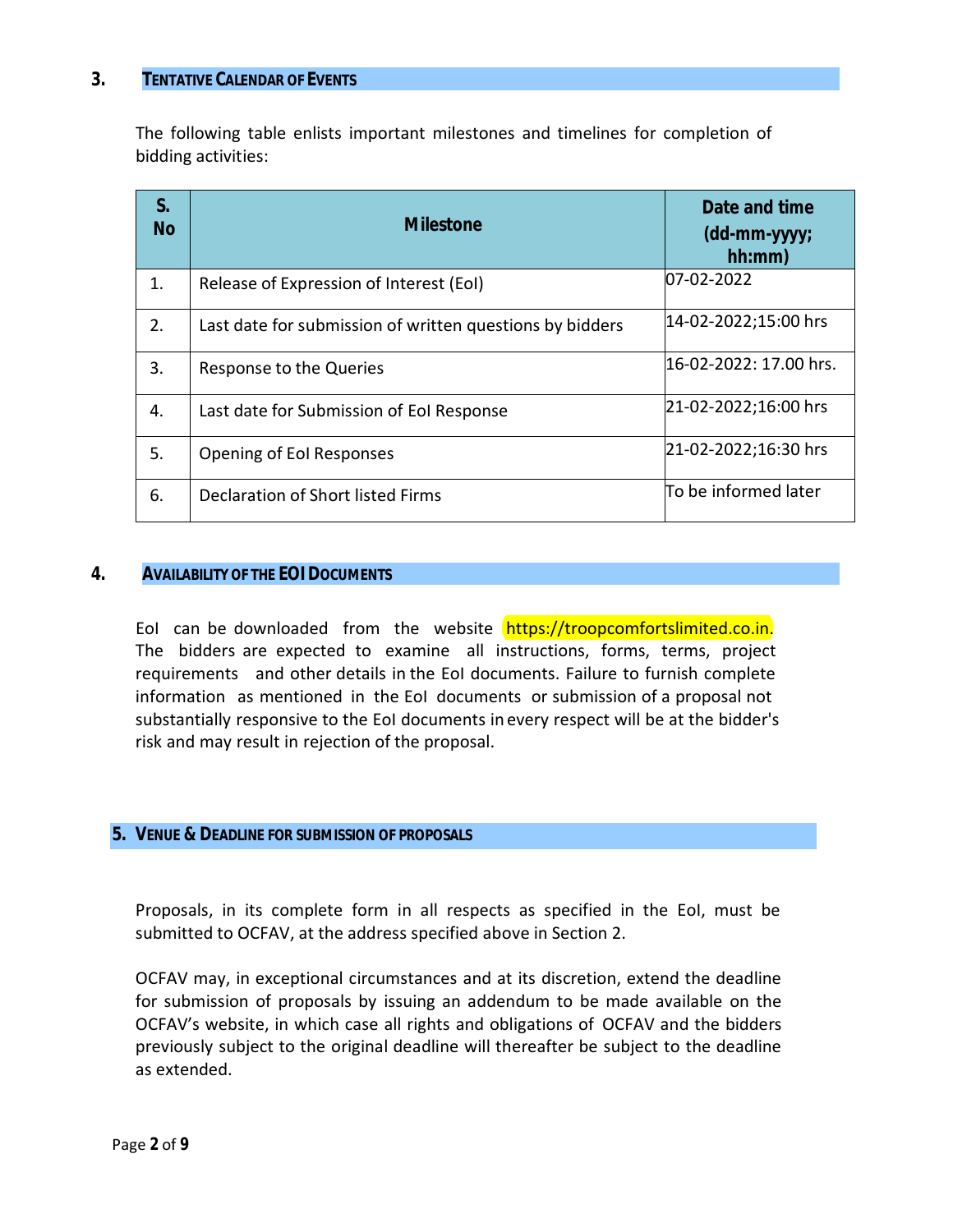## 3. TENTATIVE CALENDAR OF EVENTS

The following table enlists important milestones and timelines for completion of bidding activities:

| S. No | Milestone | Date and time (dd-mm-yyyy; hh:mm) |
|---|---|---|
| 1. | Release of Expression of Interest (EoI) | 07-02-2022 |
| 2. | Last date for submission of written questions by bidders | 14-02-2022;15:00 hrs |
| 3. | Response to the Queries | 16-02-2022: 17.00 hrs. |
| 4. | Last date for Submission of EoI Response | 21-02-2022;16:00 hrs |
| 5. | Opening of EoI Responses | 21-02-2022;16:30 hrs |
| 6. | Declaration of Short listed Firms | To be informed later |

## 4. AVAILABILITY OF THE EOI DOCUMENTS

EoI can be downloaded from the website https://troopcomfortslimited.co.in. The bidders are expected to examine all instructions, forms, terms, project requirements and other details in the EoI documents. Failure to furnish complete information as mentioned in the EoI documents or submission of a proposal not substantially responsive to the EoI documents in every respect will be at the bidder's risk and may result in rejection of the proposal.

## 5. VENUE & DEADLINE FOR SUBMISSION OF PROPOSALS

Proposals, in its complete form in all respects as specified in the EoI, must be submitted to OCFAV, at the address specified above in Section 2.

OCFAV may, in exceptional circumstances and at its discretion, extend the deadline for submission of proposals by issuing an addendum to be made available on the OCFAV's website, in which case all rights and obligations of OCFAV and the bidders previously subject to the original deadline will thereafter be subject to the deadline as extended.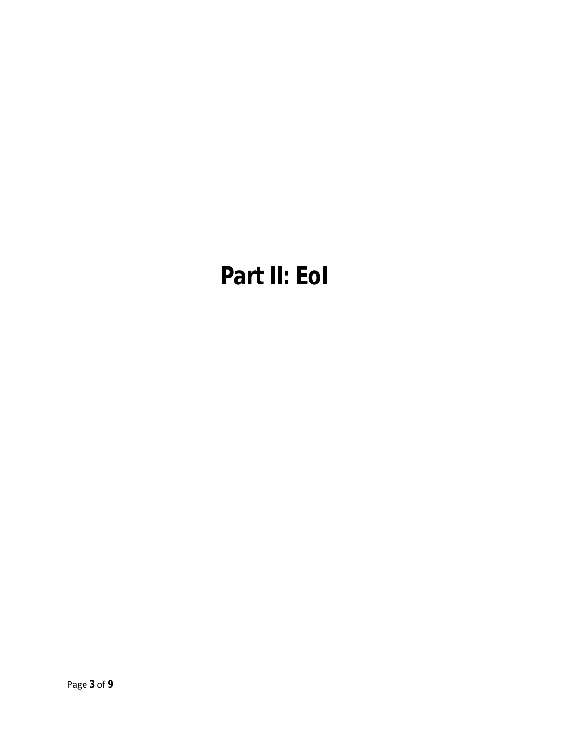# Part II: EoI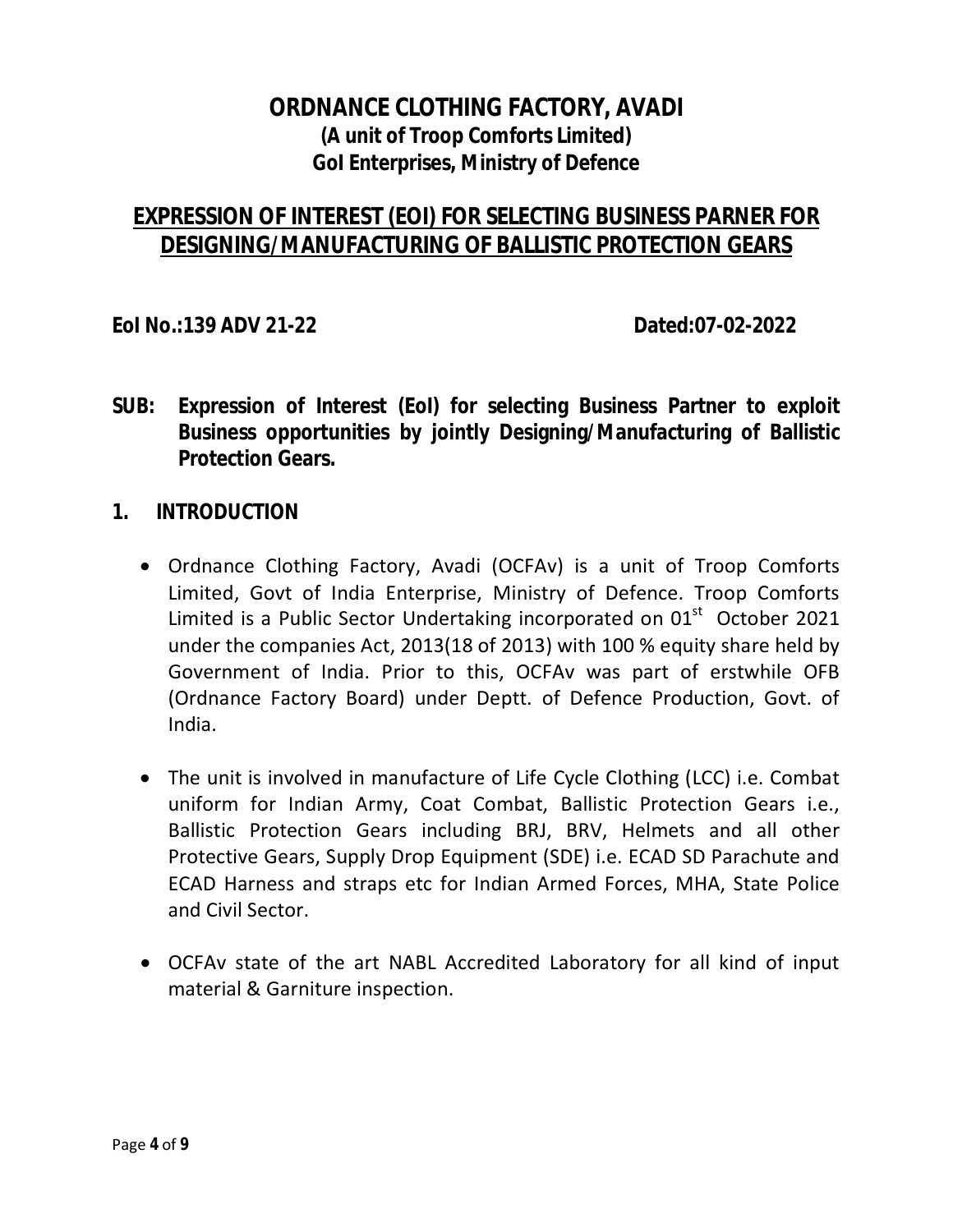# ORDNANCE CLOTHING FACTORY, AVADI

**(A unit of Troop Comforts Limited)**

**GoI Enterprises, Ministry of Defence**

## EXPRESSION OF INTEREST (EOI) FOR SELECTING BUSINESS PARNER FOR DESIGNING/MANUFACTURING OF BALLISTIC PROTECTION GEARS

**EoI No.:139 ADV 21-22** **Dated:07-02-2022**

**SUB: Expression of Interest (EoI) for selecting Business Partner to exploit Business opportunities by jointly Designing/Manufacturing of Ballistic Protection Gears.**

## 1. INTRODUCTION

- Ordnance Clothing Factory, Avadi (OCFAv) is a unit of Troop Comforts Limited, Govt of India Enterprise, Ministry of Defence. Troop Comforts Limited is a Public Sector Undertaking incorporated on 01st October 2021 under the companies Act, 2013(18 of 2013) with 100 % equity share held by Government of India. Prior to this, OCFAv was part of erstwhile OFB (Ordnance Factory Board) under Deptt. of Defence Production, Govt. of India.

- The unit is involved in manufacture of Life Cycle Clothing (LCC) i.e. Combat uniform for Indian Army, Coat Combat, Ballistic Protection Gears i.e., Ballistic Protection Gears including BRJ, BRV, Helmets and all other Protective Gears, Supply Drop Equipment (SDE) i.e. ECAD SD Parachute and ECAD Harness and straps etc for Indian Armed Forces, MHA, State Police and Civil Sector.

- OCFAv state of the art NABL Accredited Laboratory for all kind of input material & Garniture inspection.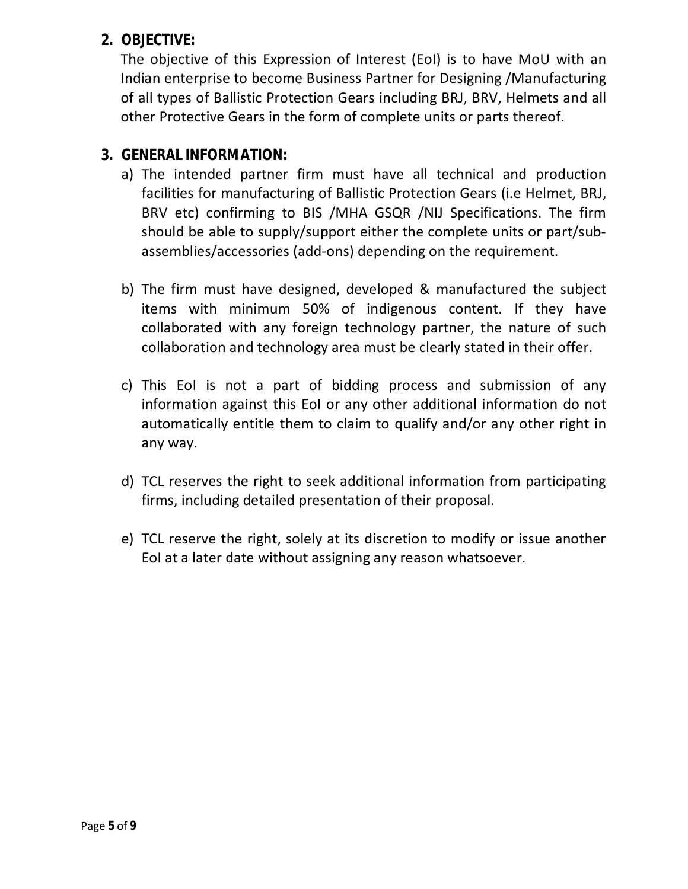## 2. OBJECTIVE:

The objective of this Expression of Interest (EoI) is to have MoU with an Indian enterprise to become Business Partner for Designing /Manufacturing of all types of Ballistic Protection Gears including BRJ, BRV, Helmets and all other Protective Gears in the form of complete units or parts thereof.

## 3. GENERAL INFORMATION:

a) The intended partner firm must have all technical and production facilities for manufacturing of Ballistic Protection Gears (i.e Helmet, BRJ, BRV etc) confirming to BIS /MHA GSQR /NIJ Specifications. The firm should be able to supply/support either the complete units or part/sub-assemblies/accessories (add-ons) depending on the requirement.

b) The firm must have designed, developed & manufactured the subject items with minimum 50% of indigenous content. If they have collaborated with any foreign technology partner, the nature of such collaboration and technology area must be clearly stated in their offer.

c) This EoI is not a part of bidding process and submission of any information against this EoI or any other additional information do not automatically entitle them to claim to qualify and/or any other right in any way.

d) TCL reserves the right to seek additional information from participating firms, including detailed presentation of their proposal.

e) TCL reserve the right, solely at its discretion to modify or issue another EoI at a later date without assigning any reason whatsoever.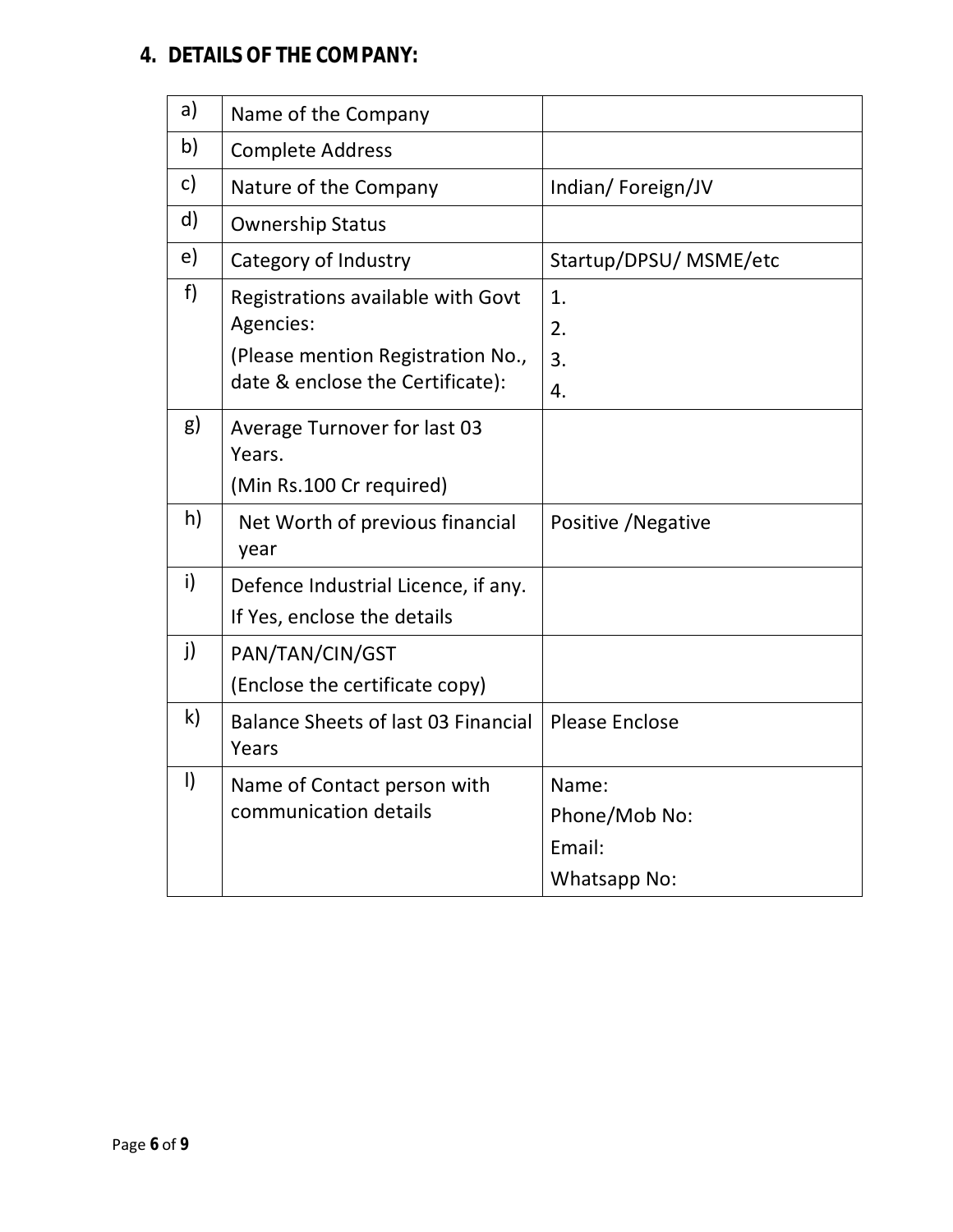## 4. DETAILS OF THE COMPANY:

| | | |
|---|---|---|
| a) | Name of the Company | |
| b) | Complete Address | |
| c) | Nature of the Company | Indian/ Foreign/JV |
| d) | Ownership Status | |
| e) | Category of Industry | Startup/DPSU/ MSME/etc |
| f) | Registrations available with Govt Agencies:<br>(Please mention Registration No., date & enclose the Certificate): | 1.<br>2.<br>3.<br>4. |
| g) | Average Turnover for last 03 Years.<br>(Min Rs.100 Cr required) | |
| h) | Net Worth of previous financial year | Positive /Negative |
| i) | Defence Industrial Licence, if any.<br>If Yes, enclose the details | |
| j) | PAN/TAN/CIN/GST<br>(Enclose the certificate copy) | |
| k) | Balance Sheets of last 03 Financial Years | Please Enclose |
| l) | Name of Contact person with communication details | Name:<br>Phone/Mob No:<br>Email:<br>Whatsapp No: |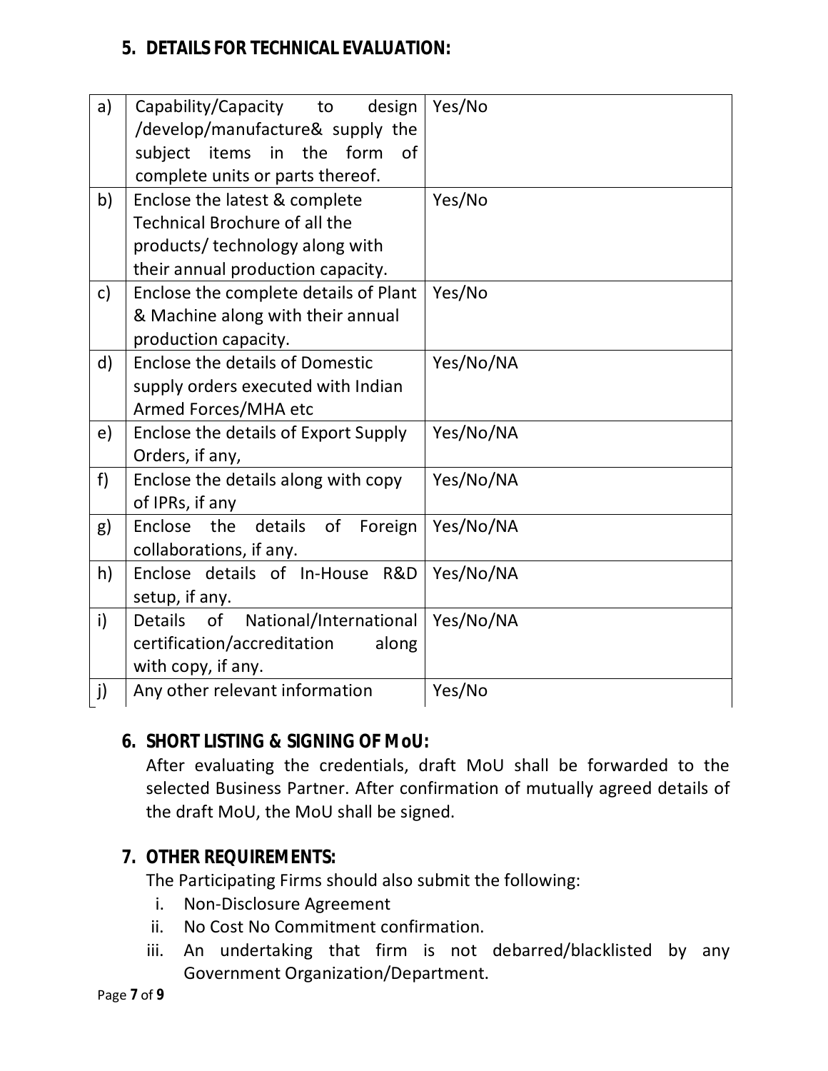## 5. DETAILS FOR TECHNICAL EVALUATION:

| | | |
|---|---|---|
| a) | Capability/Capacity to design /develop/manufacture& supply the subject items in the form of complete units or parts thereof. | Yes/No |
| b) | Enclose the latest & complete Technical Brochure of all the products/ technology along with their annual production capacity. | Yes/No |
| c) | Enclose the complete details of Plant & Machine along with their annual production capacity. | Yes/No |
| d) | Enclose the details of Domestic supply orders executed with Indian Armed Forces/MHA etc | Yes/No/NA |
| e) | Enclose the details of Export Supply Orders, if any, | Yes/No/NA |
| f) | Enclose the details along with copy of IPRs, if any | Yes/No/NA |
| g) | Enclose the details of Foreign collaborations, if any. | Yes/No/NA |
| h) | Enclose details of In-House R&D setup, if any. | Yes/No/NA |
| i) | Details of National/International certification/accreditation along with copy, if any. | Yes/No/NA |
| j) | Any other relevant information | Yes/No |

## 6. SHORT LISTING & SIGNING OF MoU:

After evaluating the credentials, draft MoU shall be forwarded to the selected Business Partner. After confirmation of mutually agreed details of the draft MoU, the MoU shall be signed.

## 7. OTHER REQUIREMENTS:

The Participating Firms should also submit the following:

i. Non-Disclosure Agreement
ii. No Cost No Commitment confirmation.
iii. An undertaking that firm is not debarred/blacklisted by any Government Organization/Department.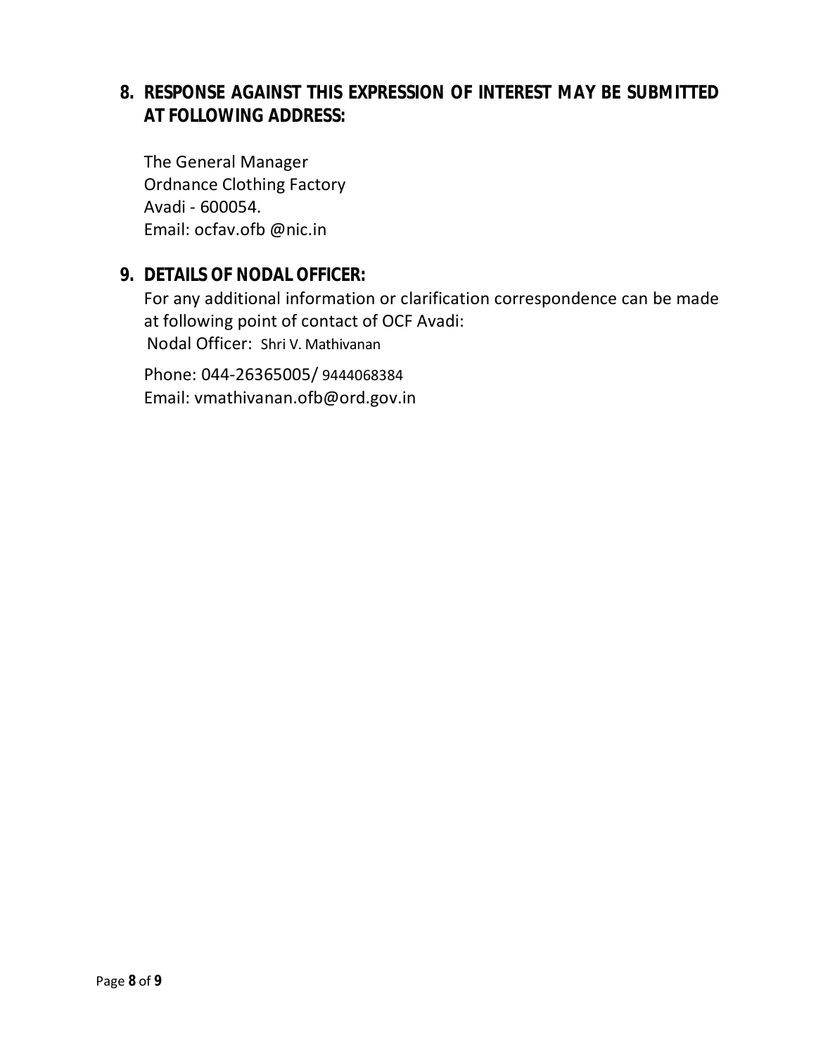## 8. RESPONSE AGAINST THIS EXPRESSION OF INTEREST MAY BE SUBMITTED AT FOLLOWING ADDRESS:

The General Manager
Ordnance Clothing Factory
Avadi - 600054.
Email: ocfav.ofb @nic.in

## 9. DETAILS OF NODAL OFFICER:

For any additional information or clarification correspondence can be made at following point of contact of OCF Avadi:
Nodal Officer: Shri V. Mathivanan

Phone: 044-26365005/ 9444068384
Email: vmathivanan.ofb@ord.gov.in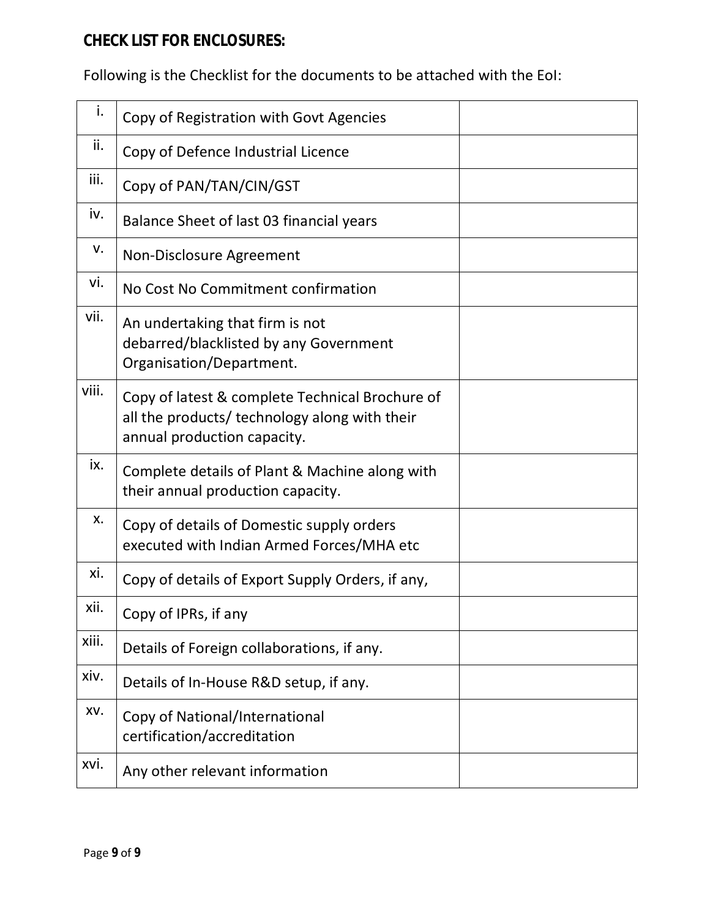**CHECK LIST FOR ENCLOSURES:**

Following is the Checklist for the documents to be attached with the EoI:

| | | |
|---|---|---|
| i. | Copy of Registration with Govt Agencies | |
| ii. | Copy of Defence Industrial Licence | |
| iii. | Copy of PAN/TAN/CIN/GST | |
| iv. | Balance Sheet of last 03 financial years | |
| v. | Non-Disclosure Agreement | |
| vi. | No Cost No Commitment confirmation | |
| vii. | An undertaking that firm is not debarred/blacklisted by any Government Organisation/Department. | |
| viii. | Copy of latest & complete Technical Brochure of all the products/ technology along with their annual production capacity. | |
| ix. | Complete details of Plant & Machine along with their annual production capacity. | |
| x. | Copy of details of Domestic supply orders executed with Indian Armed Forces/MHA etc | |
| xi. | Copy of details of Export Supply Orders, if any, | |
| xii. | Copy of IPRs, if any | |
| xiii. | Details of Foreign collaborations, if any. | |
| xiv. | Details of In-House R&D setup, if any. | |
| xv. | Copy of National/International certification/accreditation | |
| xvi. | Any other relevant information | |